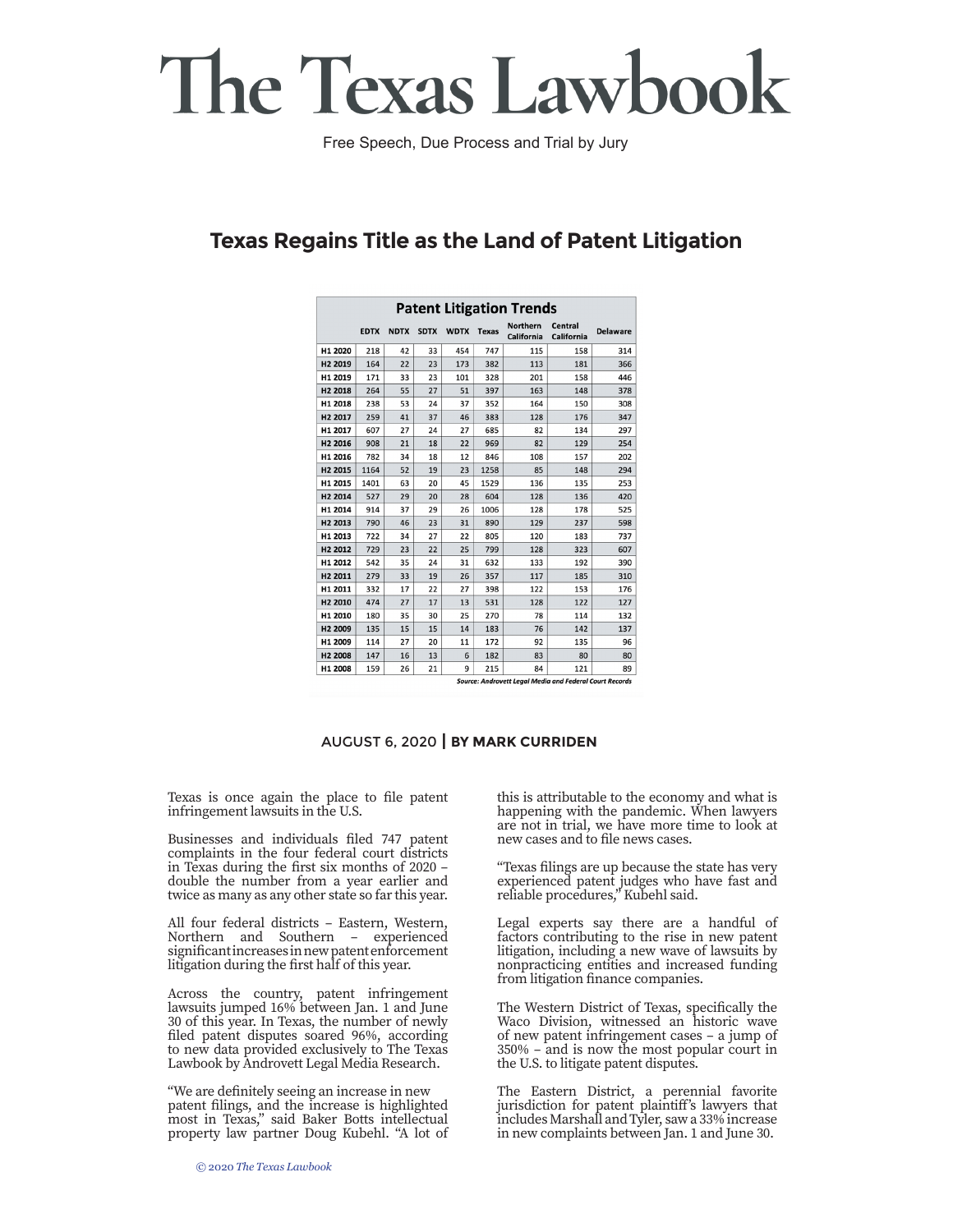# The Texas Lawbook

Free Speech, Due Process and Trial by Jury

## Texas Regains Title as the Land of Patent Litigation

**Patent Litigation Trends**

| | EDTX | NDTX | SDTX | WDTX | Texas | Northern California | Central California | Delaware |
|---|---|---|---|---|---|---|---|---|
| H1 2020 | 218 | 42 | 33 | 454 | 747 | 115 | 158 | 314 |
| H2 2019 | 164 | 22 | 23 | 173 | 382 | 113 | 181 | 366 |
| H1 2019 | 171 | 33 | 23 | 101 | 328 | 201 | 158 | 446 |
| H2 2018 | 264 | 55 | 27 | 51 | 397 | 163 | 148 | 378 |
| H1 2018 | 238 | 53 | 24 | 37 | 352 | 164 | 150 | 308 |
| H2 2017 | 259 | 41 | 37 | 46 | 383 | 128 | 176 | 347 |
| H1 2017 | 607 | 27 | 24 | 27 | 685 | 82 | 134 | 297 |
| H2 2016 | 908 | 21 | 18 | 22 | 969 | 82 | 129 | 254 |
| H1 2016 | 782 | 34 | 18 | 12 | 846 | 108 | 157 | 202 |
| H2 2015 | 1164 | 52 | 19 | 23 | 1258 | 85 | 148 | 294 |
| H1 2015 | 1401 | 63 | 20 | 45 | 1529 | 136 | 135 | 253 |
| H2 2014 | 527 | 29 | 20 | 28 | 604 | 128 | 136 | 420 |
| H1 2014 | 914 | 37 | 29 | 26 | 1006 | 128 | 178 | 525 |
| H2 2013 | 790 | 46 | 23 | 31 | 890 | 129 | 237 | 598 |
| H1 2013 | 722 | 34 | 27 | 22 | 805 | 120 | 183 | 737 |
| H2 2012 | 729 | 23 | 22 | 25 | 799 | 128 | 323 | 607 |
| H1 2012 | 542 | 35 | 24 | 31 | 632 | 133 | 192 | 390 |
| H2 2011 | 279 | 33 | 19 | 26 | 357 | 117 | 185 | 310 |
| H1 2011 | 332 | 17 | 22 | 27 | 398 | 122 | 153 | 176 |
| H2 2010 | 474 | 27 | 17 | 13 | 531 | 128 | 122 | 127 |
| H1 2010 | 180 | 35 | 30 | 25 | 270 | 78 | 114 | 132 |
| H2 2009 | 135 | 15 | 15 | 14 | 183 | 76 | 142 | 137 |
| H1 2009 | 114 | 27 | 20 | 11 | 172 | 92 | 135 | 96 |
| H2 2008 | 147 | 16 | 13 | 6 | 182 | 83 | 80 | 80 |
| H1 2008 | 159 | 26 | 21 | 9 | 215 | 84 | 121 | 89 |

*Source: Androvett Legal Media and Federal Court Records*

AUGUST 6, 2020 | **BY MARK CURRIDEN**

Texas is once again the place to file patent infringement lawsuits in the U.S.

Businesses and individuals filed 747 patent complaints in the four federal court districts in Texas during the first six months of 2020 – double the number from a year earlier and twice as many as any other state so far this year.

All four federal districts – Eastern, Western, Northern and Southern – experienced significant increases in new patent enforcement litigation during the first half of this year.

Across the country, patent infringement lawsuits jumped 16% between Jan. 1 and June 30 of this year. In Texas, the number of newly filed patent disputes soared 96%, according to new data provided exclusively to The Texas Lawbook by Androvett Legal Media Research.

"We are definitely seeing an increase in new patent filings, and the increase is highlighted most in Texas," said Baker Botts intellectual property law partner Doug Kubehl. "A lot of this is attributable to the economy and what is happening with the pandemic. When lawyers are not in trial, we have more time to look at new cases and to file news cases.

"Texas filings are up because the state has very experienced patent judges who have fast and reliable procedures," Kubehl said.

Legal experts say there are a handful of factors contributing to the rise in new patent litigation, including a new wave of lawsuits by nonpracticing entities and increased funding from litigation finance companies.

The Western District of Texas, specifically the Waco Division, witnessed an historic wave of new patent infringement cases – a jump of 350% – and is now the most popular court in the U.S. to litigate patent disputes.

The Eastern District, a perennial favorite jurisdiction for patent plaintiff's lawyers that includes Marshall and Tyler, saw a 33% increase in new complaints between Jan. 1 and June 30.

© 2020 *The Texas Lawbook*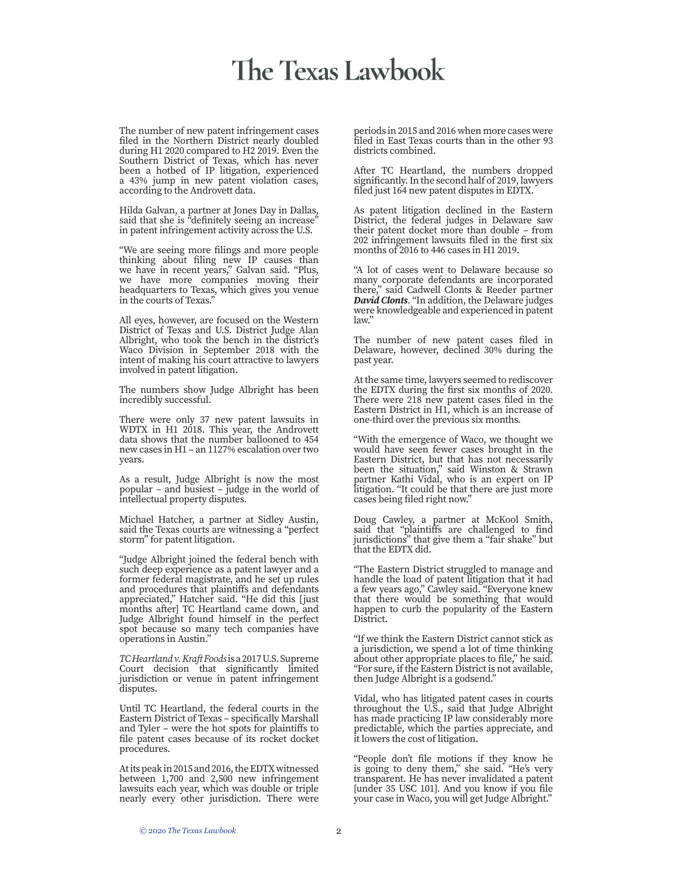# The Texas Lawbook

The number of new patent infringement cases filed in the Northern District nearly doubled during H1 2020 compared to H2 2019. Even the Southern District of Texas, which has never been a hotbed of IP litigation, experienced a 43% jump in new patent violation cases, according to the Androvett data.

Hilda Galvan, a partner at Jones Day in Dallas, said that she is "definitely seeing an increase" in patent infringement activity across the U.S.

"We are seeing more filings and more people thinking about filing new IP causes than we have in recent years," Galvan said. "Plus, we have more companies moving their headquarters to Texas, which gives you venue in the courts of Texas."

All eyes, however, are focused on the Western District of Texas and U.S. District Judge Alan Albright, who took the bench in the district's Waco Division in September 2018 with the intent of making his court attractive to lawyers involved in patent litigation.

The numbers show Judge Albright has been incredibly successful.

There were only 37 new patent lawsuits in WDTX in H1 2018. This year, the Androvett data shows that the number ballooned to 454 new cases in H1 – an 1127% escalation over two years.

As a result, Judge Albright is now the most popular – and busiest – judge in the world of intellectual property disputes.

Michael Hatcher, a partner at Sidley Austin, said the Texas courts are witnessing a "perfect storm" for patent litigation.

"Judge Albright joined the federal bench with such deep experience as a patent lawyer and a former federal magistrate, and he set up rules and procedures that plaintiffs and defendants appreciated," Hatcher said. "He did this [just months after] TC Heartland came down, and Judge Albright found himself in the perfect spot because so many tech companies have operations in Austin."

*TC Heartland v. Kraft Foods* is a 2017 U.S. Supreme Court decision that significantly limited jurisdiction or venue in patent infringement disputes.

Until TC Heartland, the federal courts in the Eastern District of Texas – specifically Marshall and Tyler – were the hot spots for plaintiffs to file patent cases because of its rocket docket procedures.

At its peak in 2015 and 2016, the EDTX witnessed between 1,700 and 2,500 new infringement lawsuits each year, which was double or triple nearly every other jurisdiction. There were periods in 2015 and 2016 when more cases were filed in East Texas courts than in the other 93 districts combined.

After TC Heartland, the numbers dropped significantly. In the second half of 2019, lawyers filed just 164 new patent disputes in EDTX.

As patent litigation declined in the Eastern District, the federal judges in Delaware saw their patent docket more than double – from 202 infringement lawsuits filed in the first six months of 2016 to 446 cases in H1 2019.

"A lot of cases went to Delaware because so many corporate defendants are incorporated there," said Cadwell Clonts & Reeder partner ***David Clonts***. "In addition, the Delaware judges were knowledgeable and experienced in patent law."

The number of new patent cases filed in Delaware, however, declined 30% during the past year.

At the same time, lawyers seemed to rediscover the EDTX during the first six months of 2020. There were 218 new patent cases filed in the Eastern District in H1, which is an increase of one-third over the previous six months.

"With the emergence of Waco, we thought we would have seen fewer cases brought in the Eastern District, but that has not necessarily been the situation," said Winston & Strawn partner Kathi Vidal, who is an expert on IP litigation. "It could be that there are just more cases being filed right now."

Doug Cawley, a partner at McKool Smith, said that "plaintiffs are challenged to find jurisdictions" that give them a "fair shake" but that the EDTX did.

"The Eastern District struggled to manage and handle the load of patent litigation that it had a few years ago," Cawley said. "Everyone knew that there would be something that would happen to curb the popularity of the Eastern District.

"If we think the Eastern District cannot stick as a jurisdiction, we spend a lot of time thinking about other appropriate places to file," he said. "For sure, if the Eastern District is not available, then Judge Albright is a godsend."

Vidal, who has litigated patent cases in courts throughout the U.S., said that Judge Albright has made practicing IP law considerably more predictable, which the parties appreciate, and it lowers the cost of litigation.

"People don't file motions if they know he is going to deny them," she said. "He's very transparent. He has never invalidated a patent [under 35 USC 101]. And you know if you file your case in Waco, you will get Judge Albright."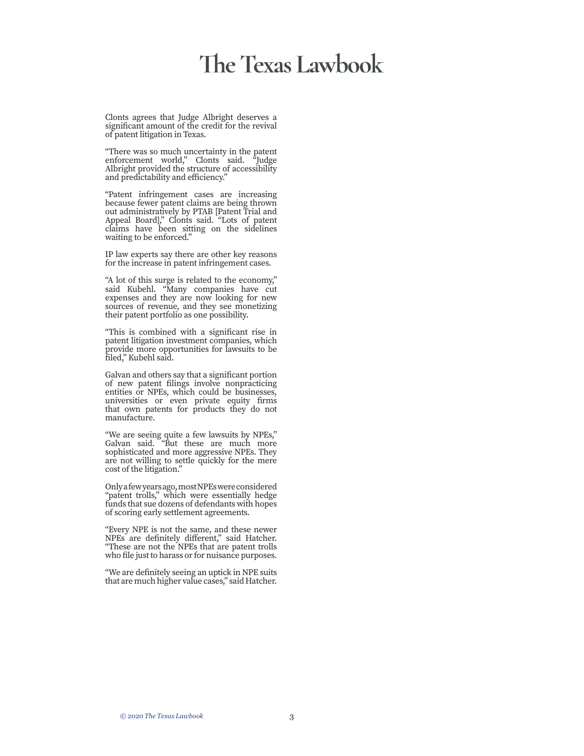Clonts agrees that Judge Albright deserves a significant amount of the credit for the revival of patent litigation in Texas.

"There was so much uncertainty in the patent enforcement world," Clonts said. "Judge Albright provided the structure of accessibility and predictability and efficiency."

"Patent infringement cases are increasing because fewer patent claims are being thrown out administratively by PTAB [Patent Trial and Appeal Board]," Clonts said. "Lots of patent claims have been sitting on the sidelines waiting to be enforced."

IP law experts say there are other key reasons for the increase in patent infringement cases.

"A lot of this surge is related to the economy," said Kubehl. "Many companies have cut expenses and they are now looking for new sources of revenue, and they see monetizing their patent portfolio as one possibility.

"This is combined with a significant rise in patent litigation investment companies, which provide more opportunities for lawsuits to be filed," Kubehl said.

Galvan and others say that a significant portion of new patent filings involve nonpracticing entities or NPEs, which could be businesses, universities or even private equity firms that own patents for products they do not manufacture.

"We are seeing quite a few lawsuits by NPEs," Galvan said. "But these are much more sophisticated and more aggressive NPEs. They are not willing to settle quickly for the mere cost of the litigation."

Only a few years ago, most NPEs were considered "patent trolls," which were essentially hedge funds that sue dozens of defendants with hopes of scoring early settlement agreements.

"Every NPE is not the same, and these newer NPEs are definitely different," said Hatcher. "These are not the NPEs that are patent trolls who file just to harass or for nuisance purposes.

"We are definitely seeing an uptick in NPE suits that are much higher value cases," said Hatcher.